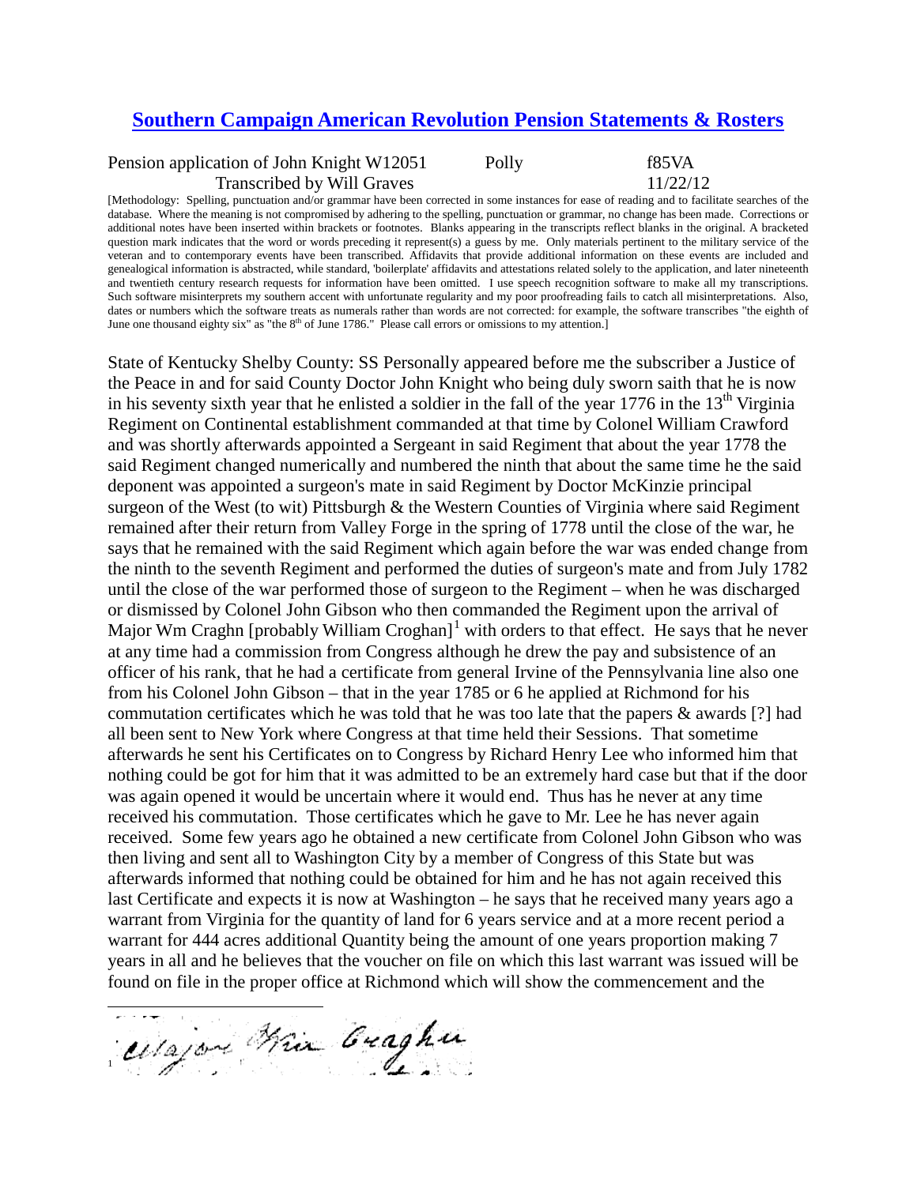# [Southern Campaign American Revolution Pension Statements & Rosters](#)

Pension application of John Knight W12051 Polly f85VA
Transcribed by Will Graves 11/22/12

[Methodology: Spelling, punctuation and/or grammar have been corrected in some instances for ease of reading and to facilitate searches of the database. Where the meaning is not compromised by adhering to the spelling, punctuation or grammar, no change has been made. Corrections or additional notes have been inserted within brackets or footnotes. Blanks appearing in the transcripts reflect blanks in the original. A bracketed question mark indicates that the word or words preceding it represent(s) a guess by me. Only materials pertinent to the military service of the veteran and to contemporary events have been transcribed. Affidavits that provide additional information on these events are included and genealogical information is abstracted, while standard, 'boilerplate' affidavits and attestations related solely to the application, and later nineteenth and twentieth century research requests for information have been omitted. I use speech recognition software to make all my transcriptions. Such software misinterprets my southern accent with unfortunate regularity and my poor proofreading fails to catch all misinterpretations. Also, dates or numbers which the software treats as numerals rather than words are not corrected: for example, the software transcribes "the eighth of June one thousand eighty six" as "the 8th of June 1786." Please call errors or omissions to my attention.]

State of Kentucky Shelby County: SS Personally appeared before me the subscriber a Justice of the Peace in and for said County Doctor John Knight who being duly sworn saith that he is now in his seventy sixth year that he enlisted a soldier in the fall of the year 1776 in the 13th Virginia Regiment on Continental establishment commanded at that time by Colonel William Crawford and was shortly afterwards appointed a Sergeant in said Regiment that about the year 1778 the said Regiment changed numerically and numbered the ninth that about the same time he the said deponent was appointed a surgeon's mate in said Regiment by Doctor McKinzie principal surgeon of the West (to wit) Pittsburgh & the Western Counties of Virginia where said Regiment remained after their return from Valley Forge in the spring of 1778 until the close of the war, he says that he remained with the said Regiment which again before the war was ended change from the ninth to the seventh Regiment and performed the duties of surgeon's mate and from July 1782 until the close of the war performed those of surgeon to the Regiment – when he was discharged or dismissed by Colonel John Gibson who then commanded the Regiment upon the arrival of Major Wm Craghn [probably William Croghan][1] with orders to that effect. He says that he never at any time had a commission from Congress although he drew the pay and subsistence of an officer of his rank, that he had a certificate from general Irvine of the Pennsylvania line also one from his Colonel John Gibson – that in the year 1785 or 6 he applied at Richmond for his commutation certificates which he was told that he was too late that the papers & awards [?] had all been sent to New York where Congress at that time held their Sessions. That sometime afterwards he sent his Certificates on to Congress by Richard Henry Lee who informed him that nothing could be got for him that it was admitted to be an extremely hard case but that if the door was again opened it would be uncertain where it would end. Thus has he never at any time received his commutation. Those certificates which he gave to Mr. Lee he has never again received. Some few years ago he obtained a new certificate from Colonel John Gibson who was then living and sent all to Washington City by a member of Congress of this State but was afterwards informed that nothing could be obtained for him and he has not again received this last Certificate and expects it is now at Washington – he says that he received many years ago a warrant from Virginia for the quantity of land for 6 years service and at a more recent period a warrant for 444 acres additional Quantity being the amount of one years proportion making 7 years in all and he believes that the voucher on file on which this last warrant was issued will be found on file in the proper office at Richmond which will show the commencement and the

---

[1] Major Wm Craghn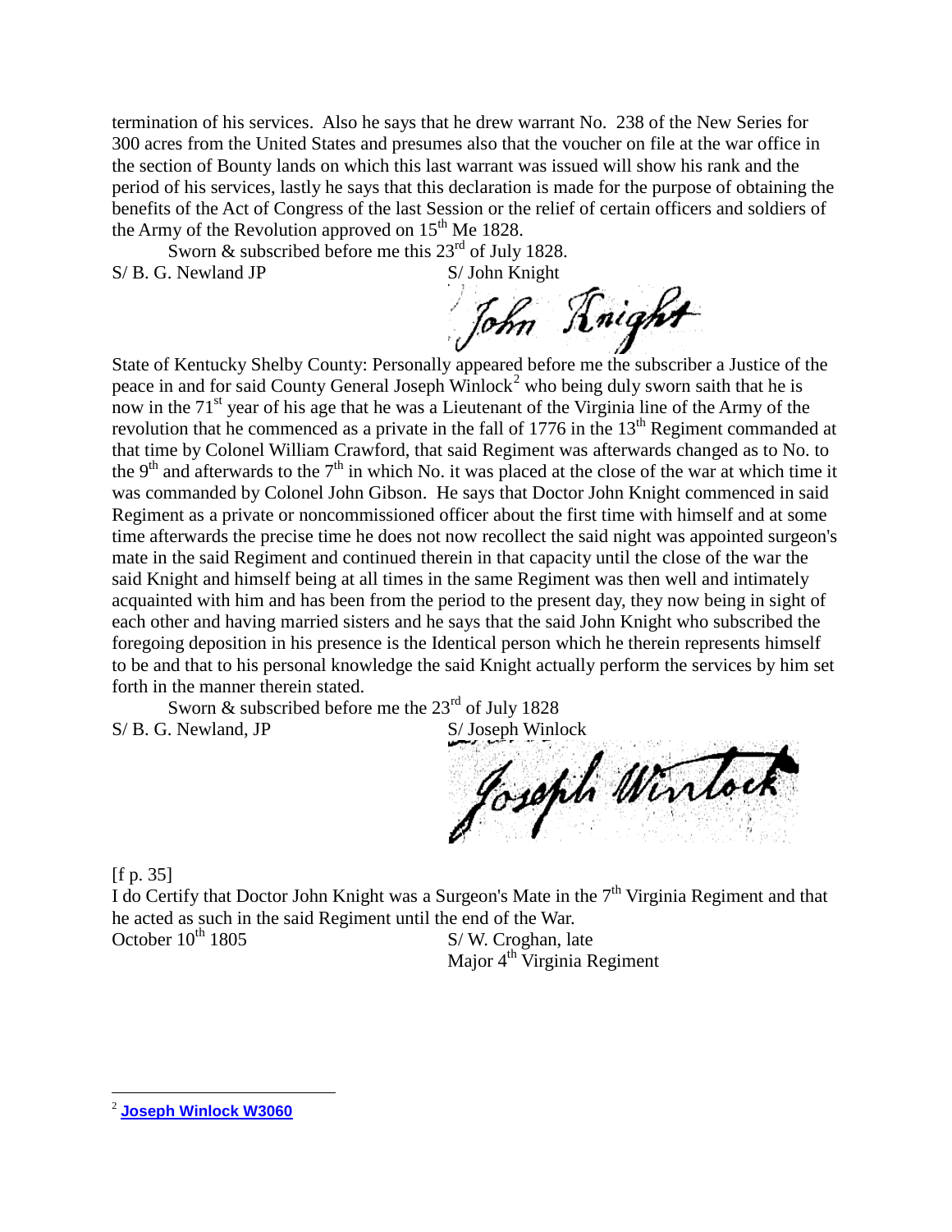termination of his services. Also he says that he drew warrant No. 238 of the New Series for 300 acres from the United States and presumes also that the voucher on file at the war office in the section of Bounty lands on which this last warrant was issued will show his rank and the period of his services, lastly he says that this declaration is made for the purpose of obtaining the benefits of the Act of Congress of the last Session or the relief of certain officers and soldiers of the Army of the Revolution approved on 15th Me 1828.

Sworn & subscribed before me this 23rd of July 1828.

S/ B. G. Newland JP S/ John Knight

State of Kentucky Shelby County: Personally appeared before me the subscriber a Justice of the peace in and for said County General Joseph Winlock[2] who being duly sworn saith that he is now in the 71st year of his age that he was a Lieutenant of the Virginia line of the Army of the revolution that he commenced as a private in the fall of 1776 in the 13th Regiment commanded at that time by Colonel William Crawford, that said Regiment was afterwards changed as to No. to the 9th and afterwards to the 7th in which No. it was placed at the close of the war at which time it was commanded by Colonel John Gibson. He says that Doctor John Knight commenced in said Regiment as a private or noncommissioned officer about the first time with himself and at some time afterwards the precise time he does not now recollect the said night was appointed surgeon's mate in the said Regiment and continued therein in that capacity until the close of the war the said Knight and himself being at all times in the same Regiment was then well and intimately acquainted with him and has been from the period to the present day, they now being in sight of each other and having married sisters and he says that the said John Knight who subscribed the foregoing deposition in his presence is the Identical person which he therein represents himself to be and that to his personal knowledge the said Knight actually perform the services by him set forth in the manner therein stated.

Sworn & subscribed before me the 23rd of July 1828

S/ B. G. Newland, JP S/ Joseph Winlock

[f p. 35]

I do Certify that Doctor John Knight was a Surgeon's Mate in the 7th Virginia Regiment and that he acted as such in the said Regiment until the end of the War.

October 10th 1805 S/ W. Croghan, late
Major 4th Virginia Regiment

---

[2] **Joseph Winlock W3060**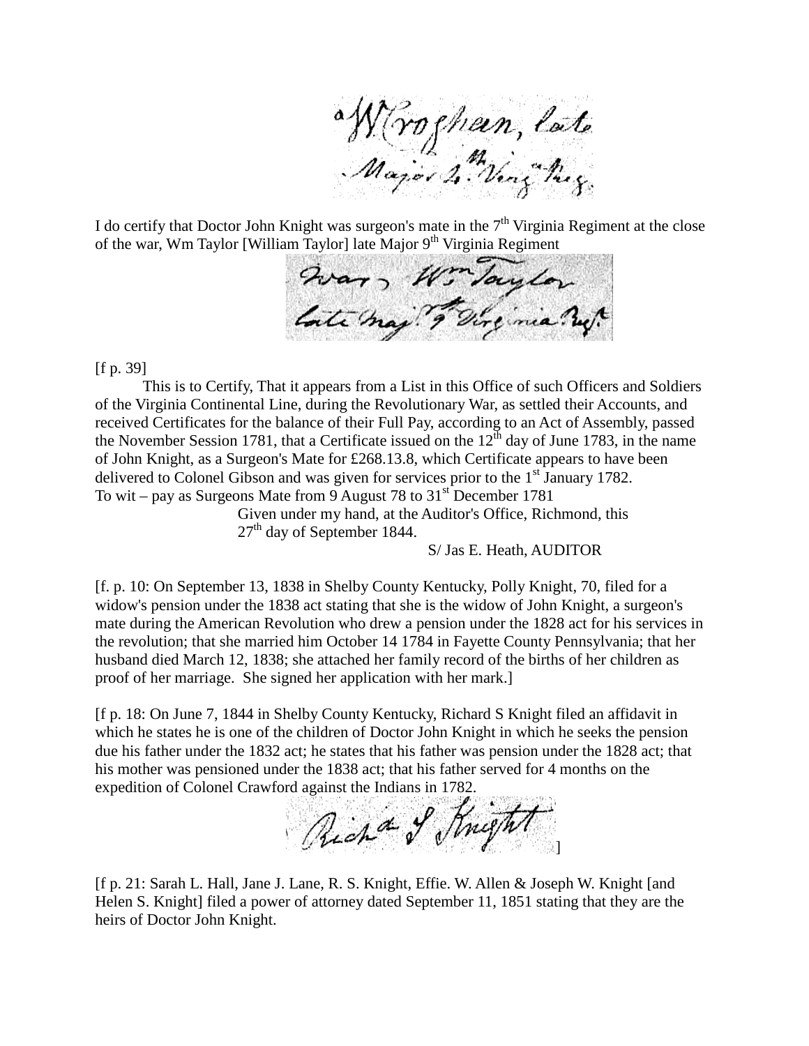I do certify that Doctor John Knight was surgeon's mate in the 7th Virginia Regiment at the close of the war, Wm Taylor [William Taylor] late Major 9th Virginia Regiment

[f p. 39]

This is to Certify, That it appears from a List in this Office of such Officers and Soldiers of the Virginia Continental Line, during the Revolutionary War, as settled their Accounts, and received Certificates for the balance of their Full Pay, according to an Act of Assembly, passed the November Session 1781, that a Certificate issued on the 12th day of June 1783, in the name of John Knight, as a Surgeon's Mate for £268.13.8, which Certificate appears to have been delivered to Colonel Gibson and was given for services prior to the 1st January 1782.
To wit – pay as Surgeons Mate from 9 August 78 to 31st December 1781

Given under my hand, at the Auditor's Office, Richmond, this 27th day of September 1844.

S/ Jas E. Heath, AUDITOR

[f. p. 10: On September 13, 1838 in Shelby County Kentucky, Polly Knight, 70, filed for a widow's pension under the 1838 act stating that she is the widow of John Knight, a surgeon's mate during the American Revolution who drew a pension under the 1828 act for his services in the revolution; that she married him October 14 1784 in Fayette County Pennsylvania; that her husband died March 12, 1838; she attached her family record of the births of her children as proof of her marriage. She signed her application with her mark.]

[f p. 18: On June 7, 1844 in Shelby County Kentucky, Richard S Knight filed an affidavit in which he states he is one of the children of Doctor John Knight in which he seeks the pension due his father under the 1832 act; he states that his father was pension under the 1828 act; that his mother was pensioned under the 1838 act; that his father served for 4 months on the expedition of Colonel Crawford against the Indians in 1782.
]

[f p. 21: Sarah L. Hall, Jane J. Lane, R. S. Knight, Effie. W. Allen & Joseph W. Knight [and Helen S. Knight] filed a power of attorney dated September 11, 1851 stating that they are the heirs of Doctor John Knight.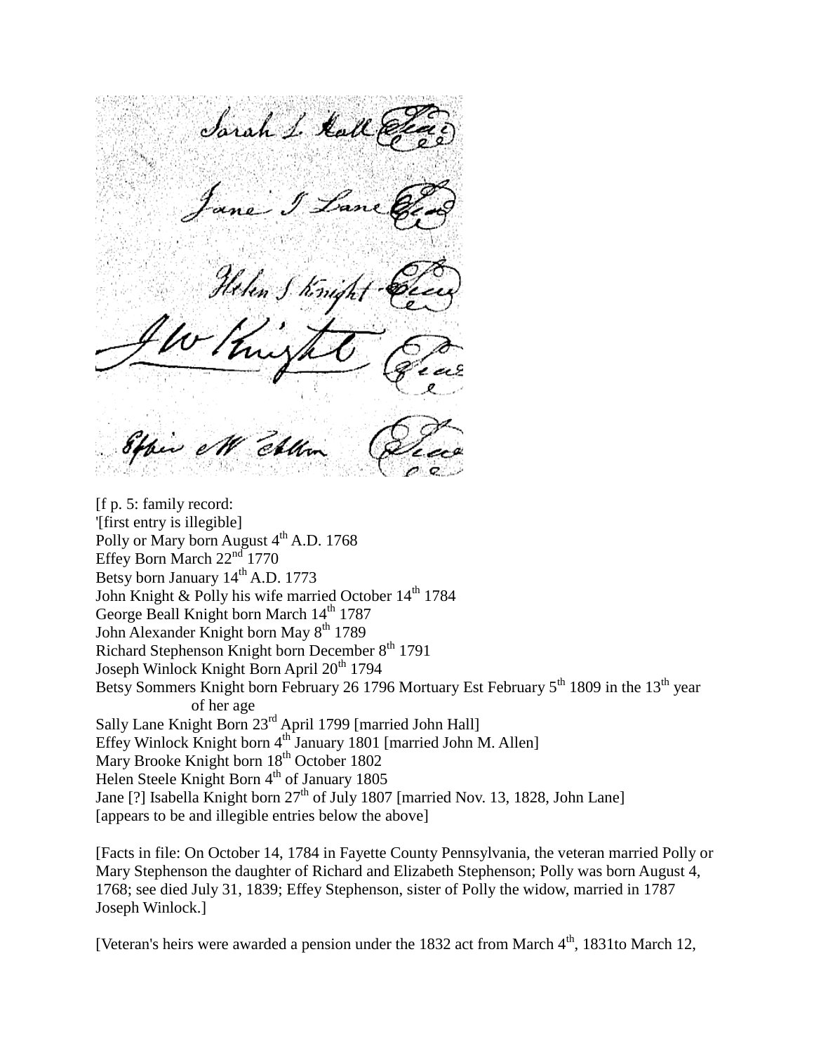Sarah L. Hall (Seal)

Jane I Lane (Seal)

Helen S Knight (Seal)

J W Knight (Seal)

Effie M Allen (Seal)

[f p. 5: family record:
'[first entry is illegible]
Polly or Mary born August 4th A.D. 1768
Effey Born March 22nd 1770
Betsy born January 14th A.D. 1773
John Knight & Polly his wife married October 14th 1784
George Beall Knight born March 14th 1787
John Alexander Knight born May 8th 1789
Richard Stephenson Knight born December 8th 1791
Joseph Winlock Knight Born April 20th 1794
Betsy Sommers Knight born February 26 1796 Mortuary Est February 5th 1809 in the 13th year of her age
Sally Lane Knight Born 23rd April 1799 [married John Hall]
Effey Winlock Knight born 4th January 1801 [married John M. Allen]
Mary Brooke Knight born 18th October 1802
Helen Steele Knight Born 4th of January 1805
Jane [?] Isabella Knight born 27th of July 1807 [married Nov. 13, 1828, John Lane]
[appears to be and illegible entries below the above]

[Facts in file: On October 14, 1784 in Fayette County Pennsylvania, the veteran married Polly or Mary Stephenson the daughter of Richard and Elizabeth Stephenson; Polly was born August 4, 1768; see died July 31, 1839; Effey Stephenson, sister of Polly the widow, married in 1787 Joseph Winlock.]

[Veteran's heirs were awarded a pension under the 1832 act from March 4th, 1831to March 12,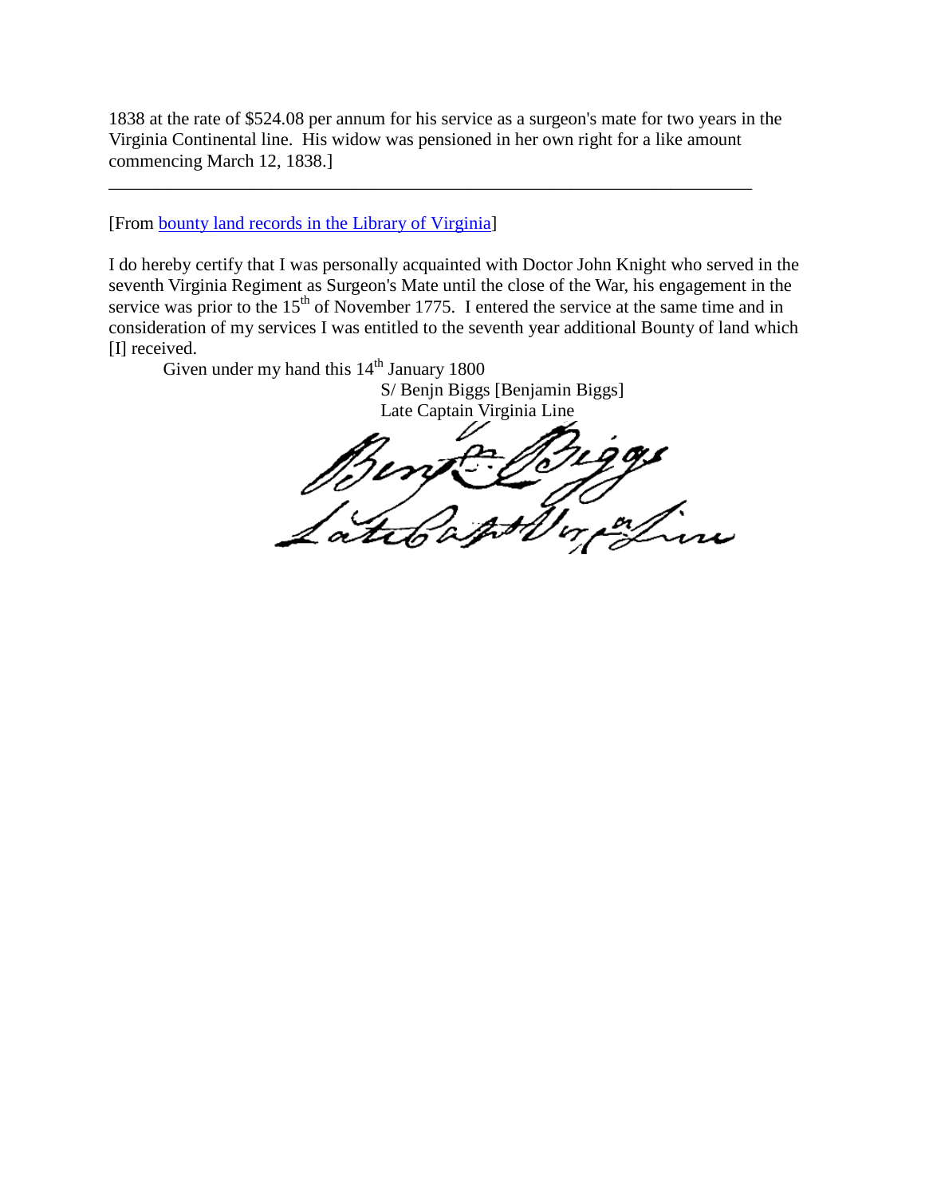1838 at the rate of $524.08 per annum for his service as a surgeon's mate for two years in the Virginia Continental line. His widow was pensioned in her own right for a like amount commencing March 12, 1838.]

---

[From bounty land records in the Library of Virginia]

I do hereby certify that I was personally acquainted with Doctor John Knight who served in the seventh Virginia Regiment as Surgeon's Mate until the close of the War, his engagement in the service was prior to the 15th of November 1775. I entered the service at the same time and in consideration of my services I was entitled to the seventh year additional Bounty of land which [I] received.

Given under my hand this 14th January 1800

S/ Benjn Biggs [Benjamin Biggs]
Late Captain Virginia Line